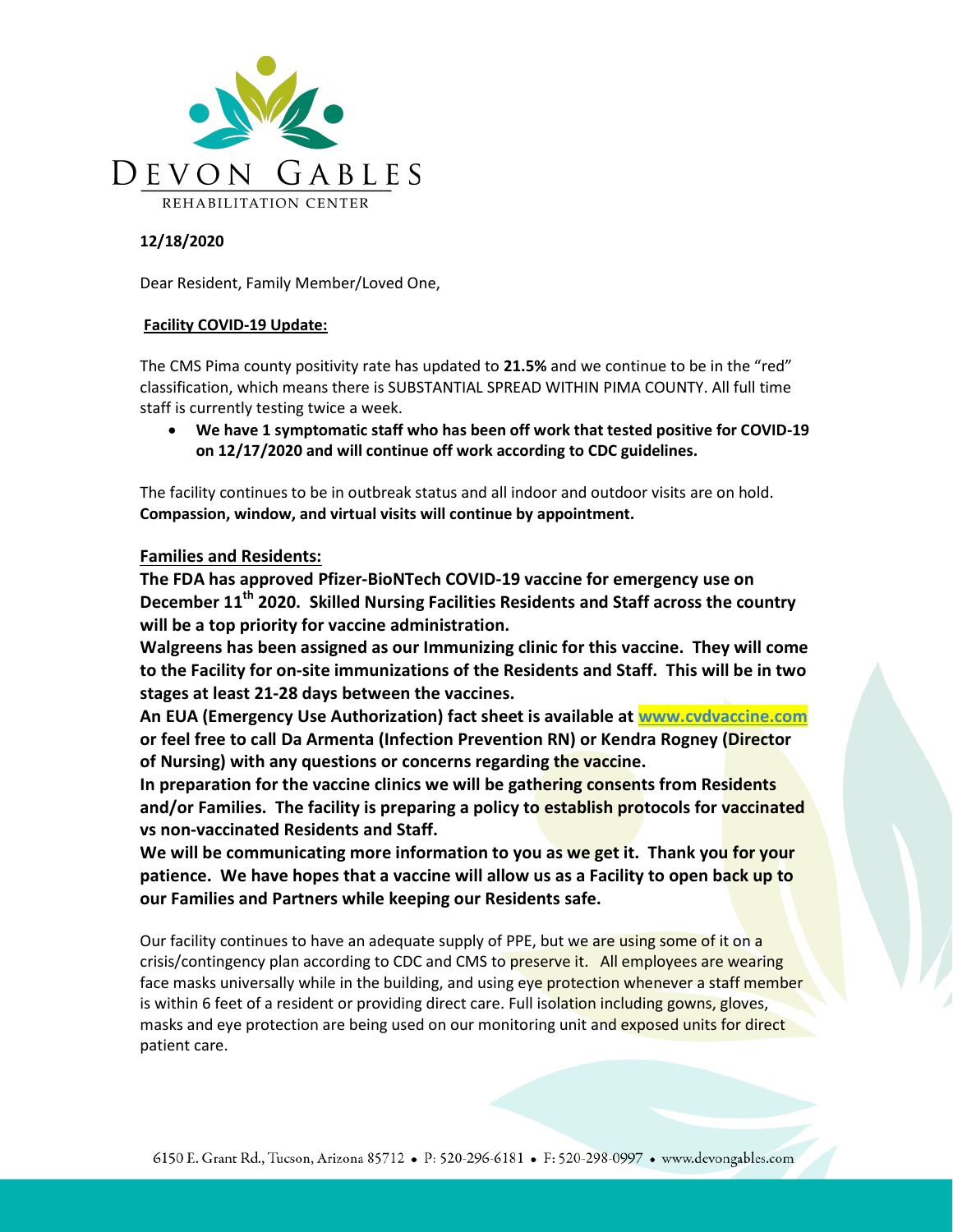DEVON GABLES

REHABILITATION CENTER

**12/18/2020**

Dear Resident, Family Member/Loved One,

**Facility COVID-19 Update:**

The CMS Pima county positivity rate has updated to **21.5%** and we continue to be in the "red" classification, which means there is SUBSTANTIAL SPREAD WITHIN PIMA COUNTY. All full time staff is currently testing twice a week.

- **We have 1 symptomatic staff who has been off work that tested positive for COVID-19 on 12/17/2020 and will continue off work according to CDC guidelines.**

The facility continues to be in outbreak status and all indoor and outdoor visits are on hold. **Compassion, window, and virtual visits will continue by appointment.**

**Families and Residents:**

**The FDA has approved Pfizer-BioNTech COVID-19 vaccine for emergency use on December 11th 2020. Skilled Nursing Facilities Residents and Staff across the country will be a top priority for vaccine administration.**

**Walgreens has been assigned as our Immunizing clinic for this vaccine. They will come to the Facility for on-site immunizations of the Residents and Staff. This will be in two stages at least 21-28 days between the vaccines.**

**An EUA (Emergency Use Authorization) fact sheet is available at www.cvdvaccine.com or feel free to call Da Armenta (Infection Prevention RN) or Kendra Rogney (Director of Nursing) with any questions or concerns regarding the vaccine.**

**In preparation for the vaccine clinics we will be gathering consents from Residents and/or Families. The facility is preparing a policy to establish protocols for vaccinated vs non-vaccinated Residents and Staff.**

**We will be communicating more information to you as we get it. Thank you for your patience. We have hopes that a vaccine will allow us as a Facility to open back up to our Families and Partners while keeping our Residents safe.**

Our facility continues to have an adequate supply of PPE, but we are using some of it on a crisis/contingency plan according to CDC and CMS to preserve it. All employees are wearing face masks universally while in the building, and using eye protection whenever a staff member is within 6 feet of a resident or providing direct care. Full isolation including gowns, gloves, masks and eye protection are being used on our monitoring unit and exposed units for direct patient care.

6150 E. Grant Rd., Tucson, Arizona 85712 • P: 520-296-6181 • F: 520-298-0997 • www.devongables.com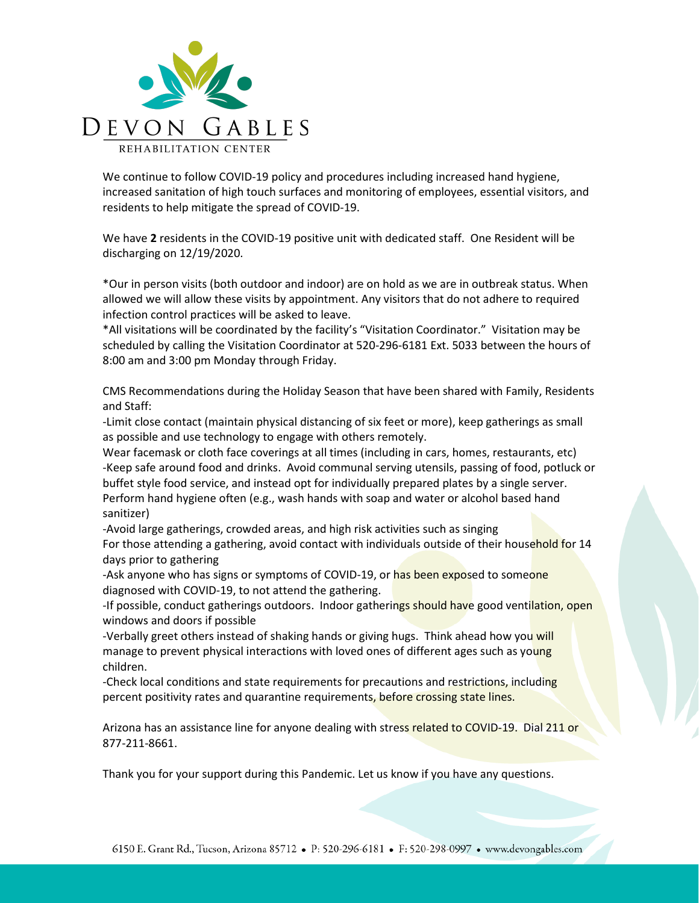# DEVON GABLES

REHABILITATION CENTER

We continue to follow COVID-19 policy and procedures including increased hand hygiene, increased sanitation of high touch surfaces and monitoring of employees, essential visitors, and residents to help mitigate the spread of COVID-19.

We have **2** residents in the COVID-19 positive unit with dedicated staff. One Resident will be discharging on 12/19/2020.

*Our in person visits (both outdoor and indoor) are on hold as we are in outbreak status. When allowed we will allow these visits by appointment. Any visitors that do not adhere to required infection control practices will be asked to leave.

*All visitations will be coordinated by the facility's "Visitation Coordinator." Visitation may be scheduled by calling the Visitation Coordinator at 520-296-6181 Ext. 5033 between the hours of 8:00 am and 3:00 pm Monday through Friday.

CMS Recommendations during the Holiday Season that have been shared with Family, Residents and Staff:

-Limit close contact (maintain physical distancing of six feet or more), keep gatherings as small as possible and use technology to engage with others remotely.

Wear facemask or cloth face coverings at all times (including in cars, homes, restaurants, etc)

-Keep safe around food and drinks. Avoid communal serving utensils, passing of food, potluck or buffet style food service, and instead opt for individually prepared plates by a single server.

Perform hand hygiene often (e.g., wash hands with soap and water or alcohol based hand sanitizer)

-Avoid large gatherings, crowded areas, and high risk activities such as singing

For those attending a gathering, avoid contact with individuals outside of their household for 14 days prior to gathering

-Ask anyone who has signs or symptoms of COVID-19, or has been exposed to someone diagnosed with COVID-19, to not attend the gathering.

-If possible, conduct gatherings outdoors. Indoor gatherings should have good ventilation, open windows and doors if possible

-Verbally greet others instead of shaking hands or giving hugs. Think ahead how you will manage to prevent physical interactions with loved ones of different ages such as young children.

-Check local conditions and state requirements for precautions and restrictions, including percent positivity rates and quarantine requirements, before crossing state lines.

Arizona has an assistance line for anyone dealing with stress related to COVID-19. Dial 211 or 877-211-8661.

Thank you for your support during this Pandemic. Let us know if you have any questions.

6150 E. Grant Rd., Tucson, Arizona 85712 • P: 520-296-6181 • F: 520-298-0997 • www.devongables.com